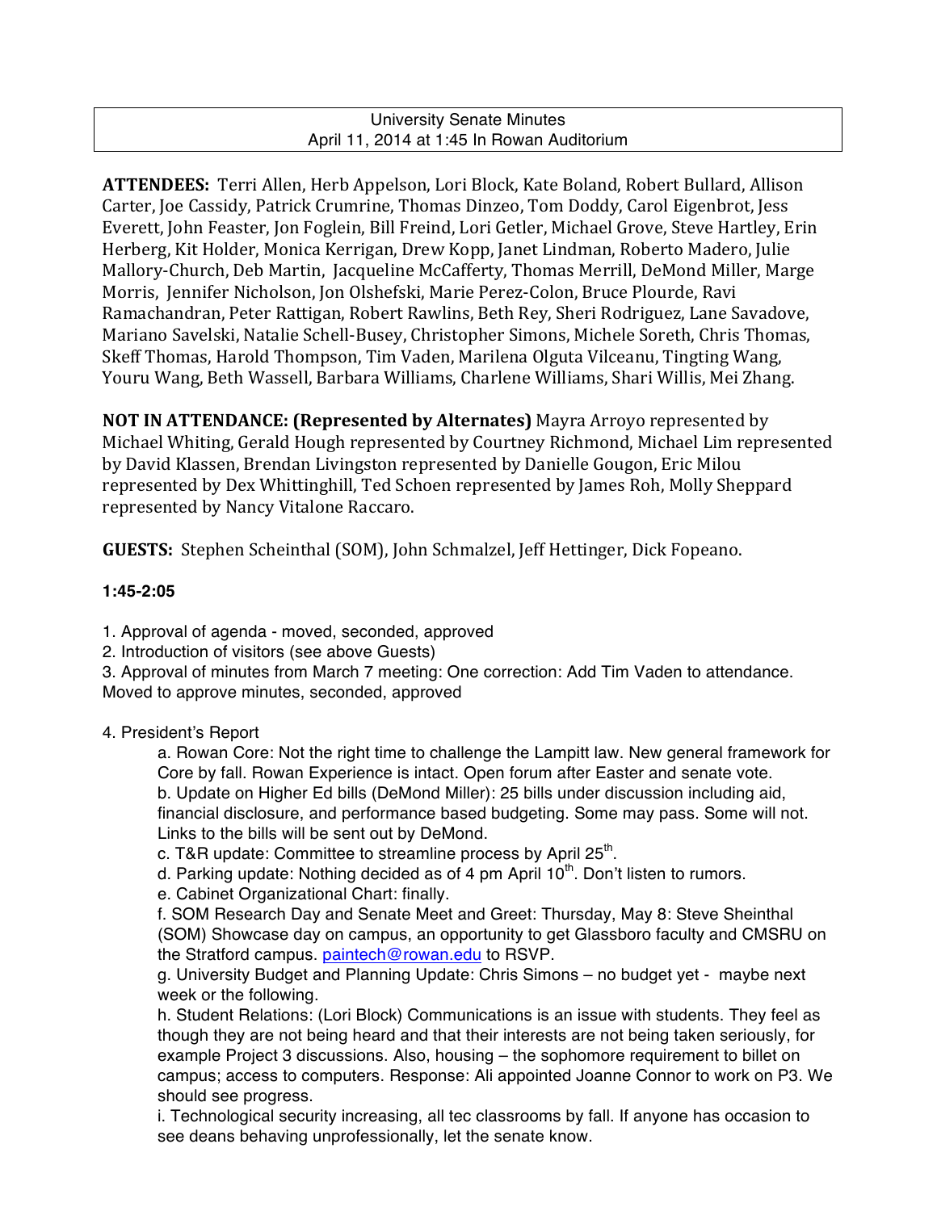University Senate Minutes
April 11, 2014 at 1:45 In Rowan Auditorium

**ATTENDEES:** Terri Allen, Herb Appelson, Lori Block, Kate Boland, Robert Bullard, Allison Carter, Joe Cassidy, Patrick Crumrine, Thomas Dinzeo, Tom Doddy, Carol Eigenbrot, Jess Everett, John Feaster, Jon Foglein, Bill Freind, Lori Getler, Michael Grove, Steve Hartley, Erin Herberg, Kit Holder, Monica Kerrigan, Drew Kopp, Janet Lindman, Roberto Madero, Julie Mallory-Church, Deb Martin, Jacqueline McCafferty, Thomas Merrill, DeMond Miller, Marge Morris, Jennifer Nicholson, Jon Olshefski, Marie Perez-Colon, Bruce Plourde, Ravi Ramachandran, Peter Rattigan, Robert Rawlins, Beth Rey, Sheri Rodriguez, Lane Savadove, Mariano Savelski, Natalie Schell-Busey, Christopher Simons, Michele Soreth, Chris Thomas, Skeff Thomas, Harold Thompson, Tim Vaden, Marilena Olguta Vilceanu, Tingting Wang, Youru Wang, Beth Wassell, Barbara Williams, Charlene Williams, Shari Willis, Mei Zhang.

**NOT IN ATTENDANCE: (Represented by Alternates)** Mayra Arroyo represented by Michael Whiting, Gerald Hough represented by Courtney Richmond, Michael Lim represented by David Klassen, Brendan Livingston represented by Danielle Gougon, Eric Milou represented by Dex Whittinghill, Ted Schoen represented by James Roh, Molly Sheppard represented by Nancy Vitalone Raccaro.

**GUESTS:** Stephen Scheinthal (SOM), John Schmalzel, Jeff Hettinger, Dick Fopeano.

**1:45-2:05**

1. Approval of agenda - moved, seconded, approved
2. Introduction of visitors (see above Guests)
3. Approval of minutes from March 7 meeting: One correction: Add Tim Vaden to attendance. Moved to approve minutes, seconded, approved

4. President's Report
   a. Rowan Core: Not the right time to challenge the Lampitt law. New general framework for Core by fall. Rowan Experience is intact. Open forum after Easter and senate vote.
   b. Update on Higher Ed bills (DeMond Miller): 25 bills under discussion including aid, financial disclosure, and performance based budgeting. Some may pass. Some will not. Links to the bills will be sent out by DeMond.
   c. T&R update: Committee to streamline process by April 25th.
   d. Parking update: Nothing decided as of 4 pm April 10th. Don't listen to rumors.
   e. Cabinet Organizational Chart: finally.
   f. SOM Research Day and Senate Meet and Greet: Thursday, May 8: Steve Sheinthal (SOM) Showcase day on campus, an opportunity to get Glassboro faculty and CMSRU on the Stratford campus. paintech@rowan.edu to RSVP.
   g. University Budget and Planning Update: Chris Simons – no budget yet - maybe next week or the following.
   h. Student Relations: (Lori Block) Communications is an issue with students. They feel as though they are not being heard and that their interests are not being taken seriously, for example Project 3 discussions. Also, housing – the sophomore requirement to billet on campus; access to computers. Response: Ali appointed Joanne Connor to work on P3. We should see progress.
   i. Technological security increasing, all tec classrooms by fall. If anyone has occasion to see deans behaving unprofessionally, let the senate know.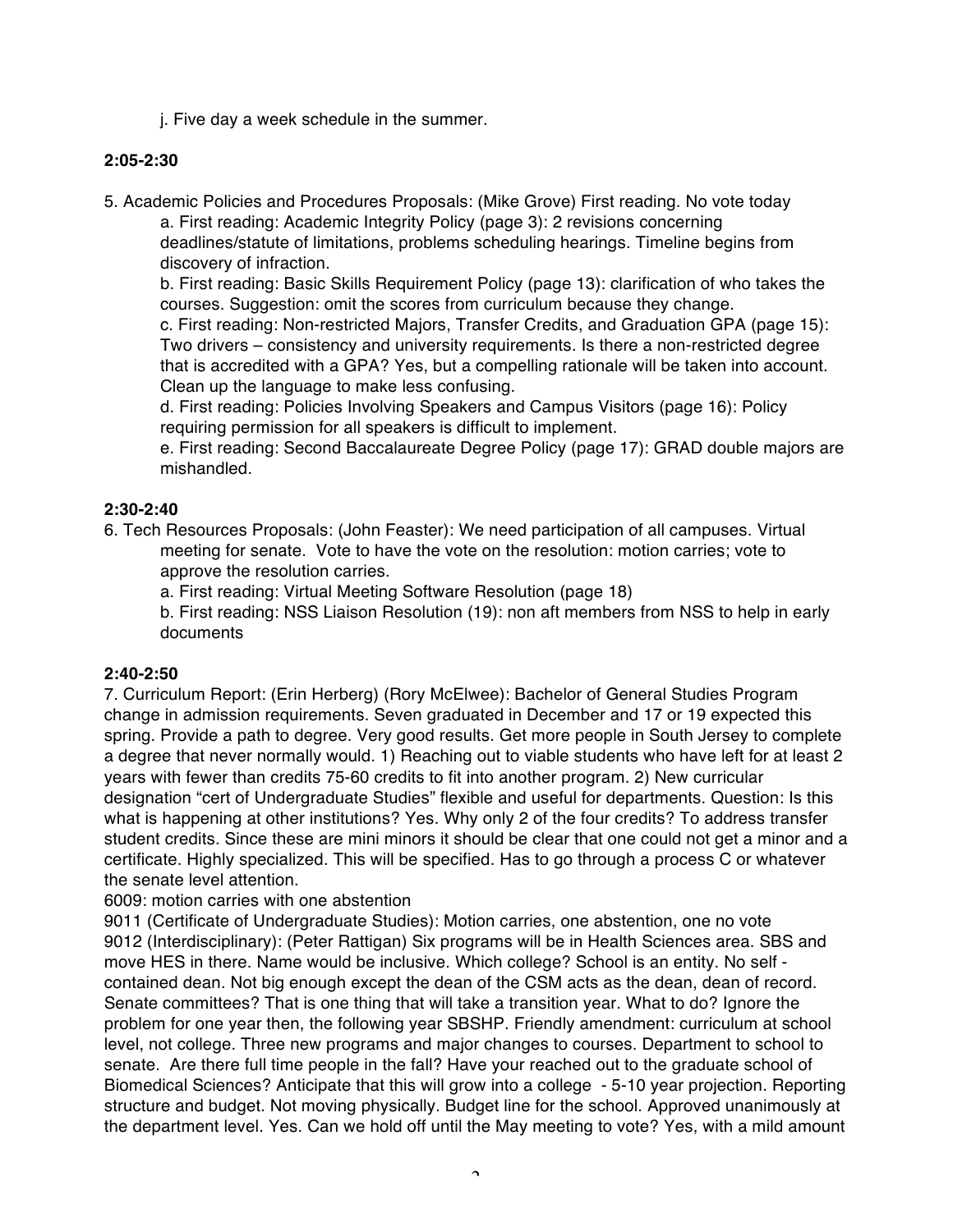j. Five day a week schedule in the summer.

**2:05-2:30**

5. Academic Policies and Procedures Proposals: (Mike Grove) First reading. No vote today
   a. First reading: Academic Integrity Policy (page 3): 2 revisions concerning deadlines/statute of limitations, problems scheduling hearings. Timeline begins from discovery of infraction.
   b. First reading: Basic Skills Requirement Policy (page 13): clarification of who takes the courses. Suggestion: omit the scores from curriculum because they change.
   c. First reading: Non-restricted Majors, Transfer Credits, and Graduation GPA (page 15): Two drivers – consistency and university requirements. Is there a non-restricted degree that is accredited with a GPA? Yes, but a compelling rationale will be taken into account. Clean up the language to make less confusing.
   d. First reading: Policies Involving Speakers and Campus Visitors (page 16): Policy requiring permission for all speakers is difficult to implement.
   e. First reading: Second Baccalaureate Degree Policy (page 17): GRAD double majors are mishandled.

**2:30-2:40**

6. Tech Resources Proposals: (John Feaster): We need participation of all campuses. Virtual meeting for senate. Vote to have the vote on the resolution: motion carries; vote to approve the resolution carries.
   a. First reading: Virtual Meeting Software Resolution (page 18)
   b. First reading: NSS Liaison Resolution (19): non aft members from NSS to help in early documents

**2:40-2:50**

7. Curriculum Report: (Erin Herberg) (Rory McElwee): Bachelor of General Studies Program change in admission requirements. Seven graduated in December and 17 or 19 expected this spring. Provide a path to degree. Very good results. Get more people in South Jersey to complete a degree that never normally would. 1) Reaching out to viable students who have left for at least 2 years with fewer than credits 75-60 credits to fit into another program. 2) New curricular designation "cert of Undergraduate Studies" flexible and useful for departments. Question: Is this what is happening at other institutions? Yes. Why only 2 of the four credits? To address transfer student credits. Since these are mini minors it should be clear that one could not get a minor and a certificate. Highly specialized. This will be specified. Has to go through a process C or whatever the senate level attention.

6009: motion carries with one abstention

9011 (Certificate of Undergraduate Studies): Motion carries, one abstention, one no vote

9012 (Interdisciplinary): (Peter Rattigan) Six programs will be in Health Sciences area. SBS and move HES in there. Name would be inclusive. Which college? School is an entity. No self - contained dean. Not big enough except the dean of the CSM acts as the dean, dean of record. Senate committees? That is one thing that will take a transition year. What to do? Ignore the problem for one year then, the following year SBSHP. Friendly amendment: curriculum at school level, not college. Three new programs and major changes to courses. Department to school to senate. Are there full time people in the fall? Have your reached out to the graduate school of Biomedical Sciences? Anticipate that this will grow into a college - 5-10 year projection. Reporting structure and budget. Not moving physically. Budget line for the school. Approved unanimously at the department level. Yes. Can we hold off until the May meeting to vote? Yes, with a mild amount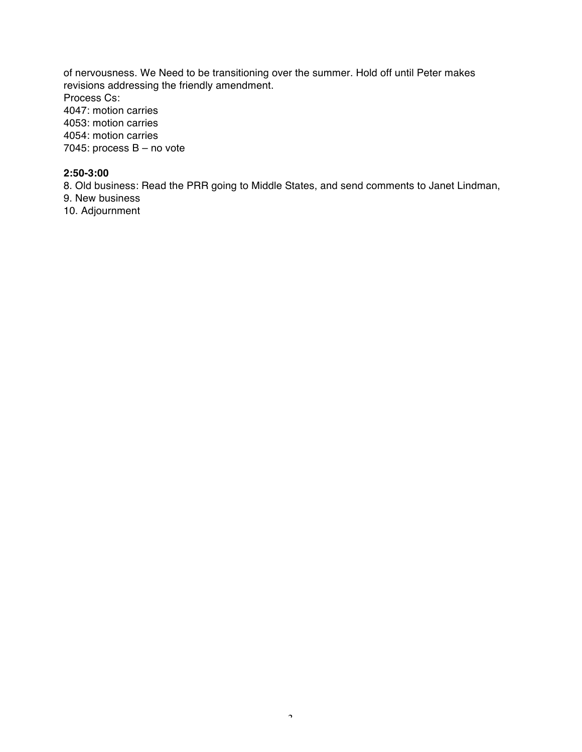of nervousness. We Need to be transitioning over the summer. Hold off until Peter makes revisions addressing the friendly amendment.
Process Cs:
4047: motion carries
4053: motion carries
4054: motion carries
7045: process B – no vote

**2:50-3:00**
8. Old business: Read the PRR going to Middle States, and send comments to Janet Lindman,
9. New business
10. Adjournment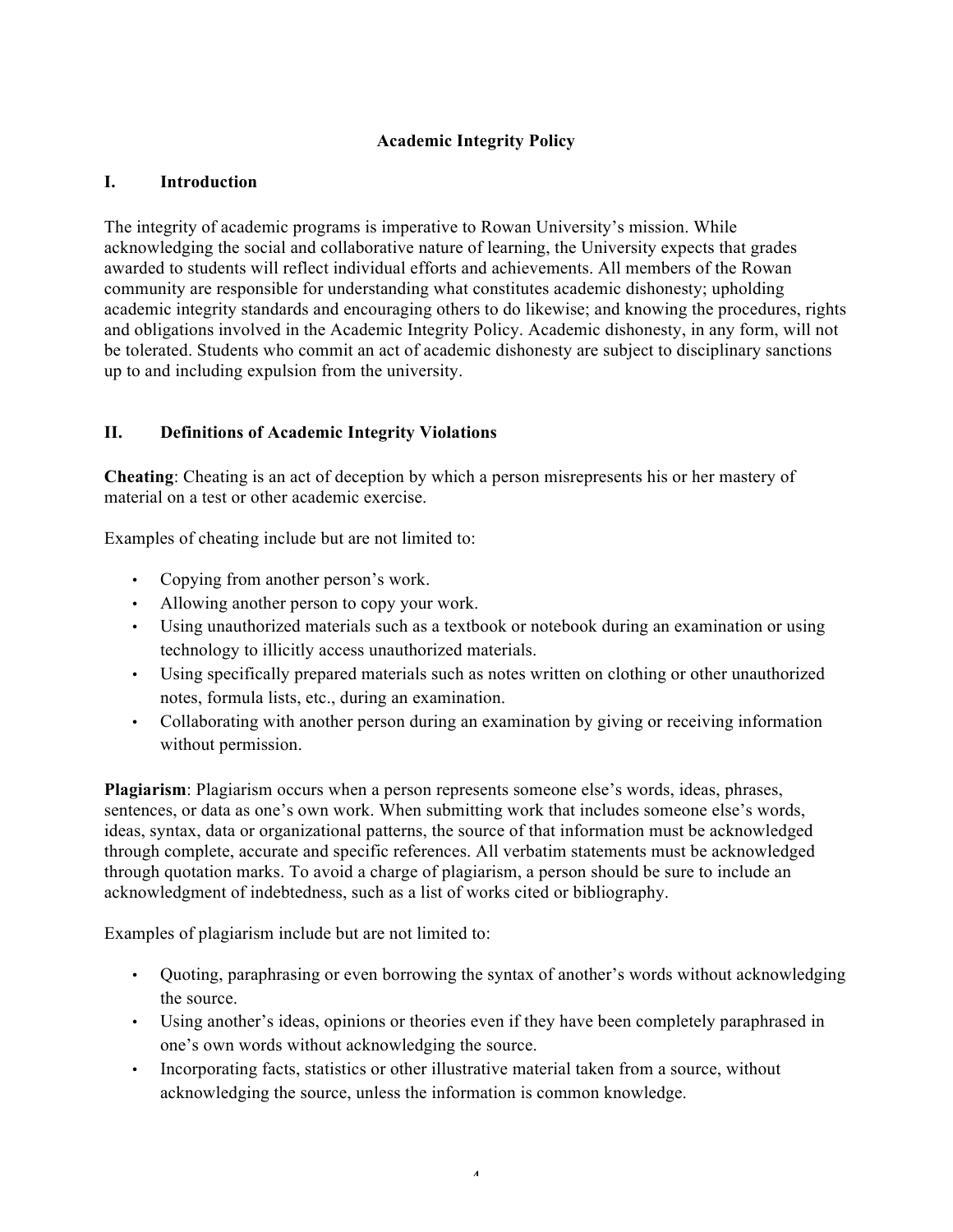## Academic Integrity Policy

### I. Introduction

The integrity of academic programs is imperative to Rowan University's mission. While acknowledging the social and collaborative nature of learning, the University expects that grades awarded to students will reflect individual efforts and achievements. All members of the Rowan community are responsible for understanding what constitutes academic dishonesty; upholding academic integrity standards and encouraging others to do likewise; and knowing the procedures, rights and obligations involved in the Academic Integrity Policy. Academic dishonesty, in any form, will not be tolerated. Students who commit an act of academic dishonesty are subject to disciplinary sanctions up to and including expulsion from the university.

### II. Definitions of Academic Integrity Violations

**Cheating**: Cheating is an act of deception by which a person misrepresents his or her mastery of material on a test or other academic exercise.

Examples of cheating include but are not limited to:

- Copying from another person's work.
- Allowing another person to copy your work.
- Using unauthorized materials such as a textbook or notebook during an examination or using technology to illicitly access unauthorized materials.
- Using specifically prepared materials such as notes written on clothing or other unauthorized notes, formula lists, etc., during an examination.
- Collaborating with another person during an examination by giving or receiving information without permission.

**Plagiarism**: Plagiarism occurs when a person represents someone else's words, ideas, phrases, sentences, or data as one's own work. When submitting work that includes someone else's words, ideas, syntax, data or organizational patterns, the source of that information must be acknowledged through complete, accurate and specific references. All verbatim statements must be acknowledged through quotation marks. To avoid a charge of plagiarism, a person should be sure to include an acknowledgment of indebtedness, such as a list of works cited or bibliography.

Examples of plagiarism include but are not limited to:

- Quoting, paraphrasing or even borrowing the syntax of another's words without acknowledging the source.
- Using another's ideas, opinions or theories even if they have been completely paraphrased in one's own words without acknowledging the source.
- Incorporating facts, statistics or other illustrative material taken from a source, without acknowledging the source, unless the information is common knowledge.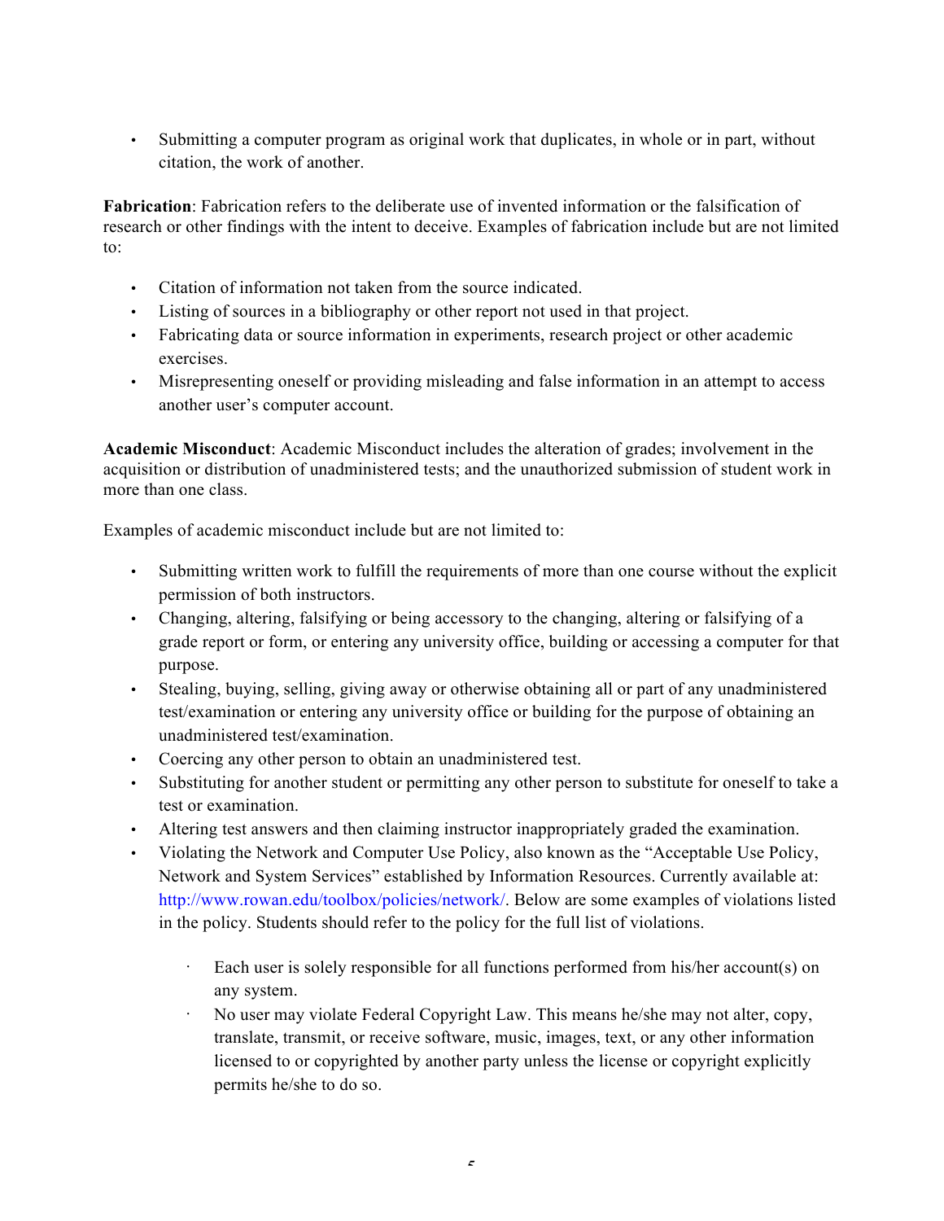- Submitting a computer program as original work that duplicates, in whole or in part, without citation, the work of another.

**Fabrication**: Fabrication refers to the deliberate use of invented information or the falsification of research or other findings with the intent to deceive. Examples of fabrication include but are not limited to:

- Citation of information not taken from the source indicated.
- Listing of sources in a bibliography or other report not used in that project.
- Fabricating data or source information in experiments, research project or other academic exercises.
- Misrepresenting oneself or providing misleading and false information in an attempt to access another user's computer account.

**Academic Misconduct**: Academic Misconduct includes the alteration of grades; involvement in the acquisition or distribution of unadministered tests; and the unauthorized submission of student work in more than one class.

Examples of academic misconduct include but are not limited to:

- Submitting written work to fulfill the requirements of more than one course without the explicit permission of both instructors.
- Changing, altering, falsifying or being accessory to the changing, altering or falsifying of a grade report or form, or entering any university office, building or accessing a computer for that purpose.
- Stealing, buying, selling, giving away or otherwise obtaining all or part of any unadministered test/examination or entering any university office or building for the purpose of obtaining an unadministered test/examination.
- Coercing any other person to obtain an unadministered test.
- Substituting for another student or permitting any other person to substitute for oneself to take a test or examination.
- Altering test answers and then claiming instructor inappropriately graded the examination.
- Violating the Network and Computer Use Policy, also known as the "Acceptable Use Policy, Network and System Services" established by Information Resources. Currently available at: http://www.rowan.edu/toolbox/policies/network/. Below are some examples of violations listed in the policy. Students should refer to the policy for the full list of violations.
  - Each user is solely responsible for all functions performed from his/her account(s) on any system.
  - No user may violate Federal Copyright Law. This means he/she may not alter, copy, translate, transmit, or receive software, music, images, text, or any other information licensed to or copyrighted by another party unless the license or copyright explicitly permits he/she to do so.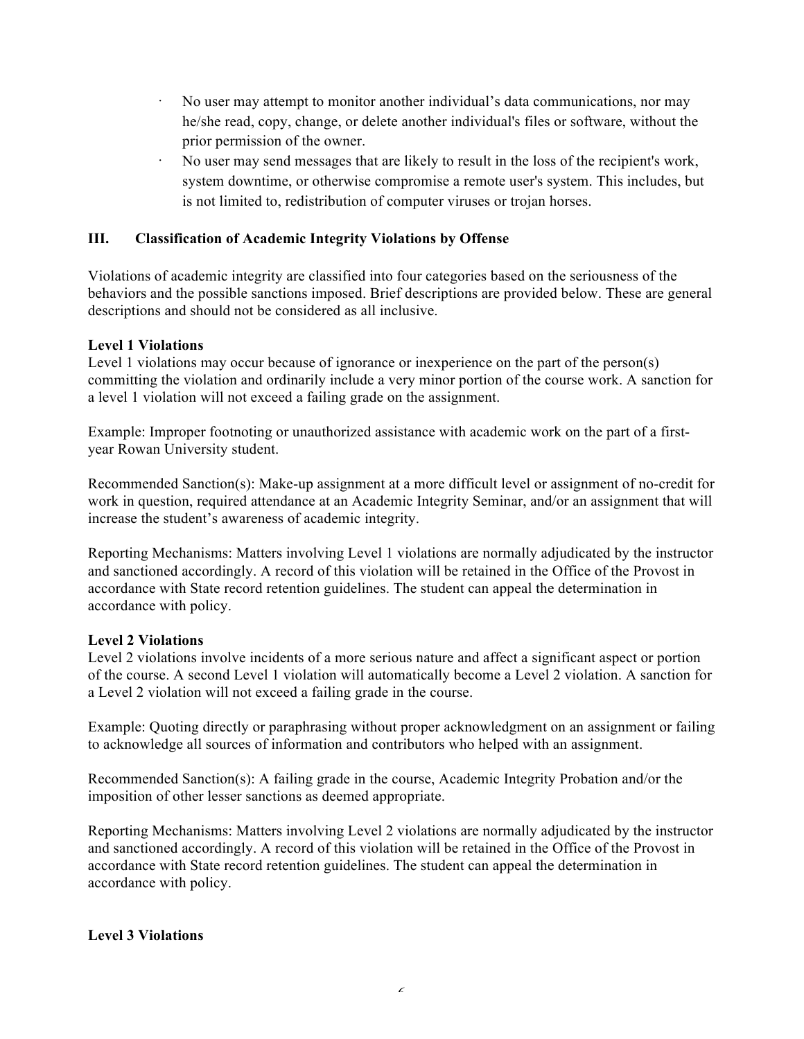- No user may attempt to monitor another individual's data communications, nor may he/she read, copy, change, or delete another individual's files or software, without the prior permission of the owner.
- No user may send messages that are likely to result in the loss of the recipient's work, system downtime, or otherwise compromise a remote user's system. This includes, but is not limited to, redistribution of computer viruses or trojan horses.

## III. Classification of Academic Integrity Violations by Offense

Violations of academic integrity are classified into four categories based on the seriousness of the behaviors and the possible sanctions imposed. Brief descriptions are provided below. These are general descriptions and should not be considered as all inclusive.

**Level 1 Violations**

Level 1 violations may occur because of ignorance or inexperience on the part of the person(s) committing the violation and ordinarily include a very minor portion of the course work. A sanction for a level 1 violation will not exceed a failing grade on the assignment.

Example: Improper footnoting or unauthorized assistance with academic work on the part of a first-year Rowan University student.

Recommended Sanction(s): Make-up assignment at a more difficult level or assignment of no-credit for work in question, required attendance at an Academic Integrity Seminar, and/or an assignment that will increase the student's awareness of academic integrity.

Reporting Mechanisms: Matters involving Level 1 violations are normally adjudicated by the instructor and sanctioned accordingly. A record of this violation will be retained in the Office of the Provost in accordance with State record retention guidelines. The student can appeal the determination in accordance with policy.

**Level 2 Violations**

Level 2 violations involve incidents of a more serious nature and affect a significant aspect or portion of the course. A second Level 1 violation will automatically become a Level 2 violation. A sanction for a Level 2 violation will not exceed a failing grade in the course.

Example: Quoting directly or paraphrasing without proper acknowledgment on an assignment or failing to acknowledge all sources of information and contributors who helped with an assignment.

Recommended Sanction(s): A failing grade in the course, Academic Integrity Probation and/or the imposition of other lesser sanctions as deemed appropriate.

Reporting Mechanisms: Matters involving Level 2 violations are normally adjudicated by the instructor and sanctioned accordingly. A record of this violation will be retained in the Office of the Provost in accordance with State record retention guidelines. The student can appeal the determination in accordance with policy.

**Level 3 Violations**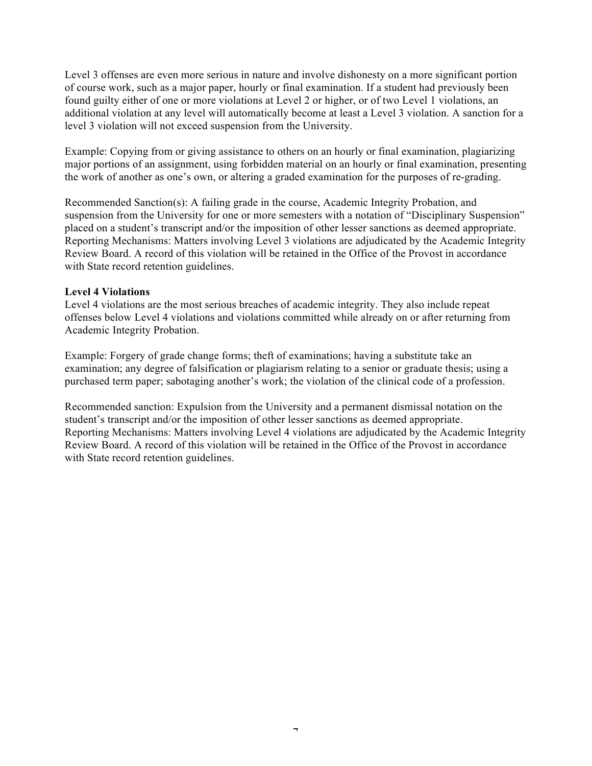Level 3 offenses are even more serious in nature and involve dishonesty on a more significant portion of course work, such as a major paper, hourly or final examination. If a student had previously been found guilty either of one or more violations at Level 2 or higher, or of two Level 1 violations, an additional violation at any level will automatically become at least a Level 3 violation. A sanction for a level 3 violation will not exceed suspension from the University.

Example: Copying from or giving assistance to others on an hourly or final examination, plagiarizing major portions of an assignment, using forbidden material on an hourly or final examination, presenting the work of another as one's own, or altering a graded examination for the purposes of re-grading.

Recommended Sanction(s): A failing grade in the course, Academic Integrity Probation, and suspension from the University for one or more semesters with a notation of "Disciplinary Suspension" placed on a student's transcript and/or the imposition of other lesser sanctions as deemed appropriate.
Reporting Mechanisms: Matters involving Level 3 violations are adjudicated by the Academic Integrity Review Board. A record of this violation will be retained in the Office of the Provost in accordance with State record retention guidelines.

**Level 4 Violations**

Level 4 violations are the most serious breaches of academic integrity. They also include repeat offenses below Level 4 violations and violations committed while already on or after returning from Academic Integrity Probation.

Example: Forgery of grade change forms; theft of examinations; having a substitute take an examination; any degree of falsification or plagiarism relating to a senior or graduate thesis; using a purchased term paper; sabotaging another's work; the violation of the clinical code of a profession.

Recommended sanction: Expulsion from the University and a permanent dismissal notation on the student's transcript and/or the imposition of other lesser sanctions as deemed appropriate.
Reporting Mechanisms: Matters involving Level 4 violations are adjudicated by the Academic Integrity Review Board. A record of this violation will be retained in the Office of the Provost in accordance with State record retention guidelines.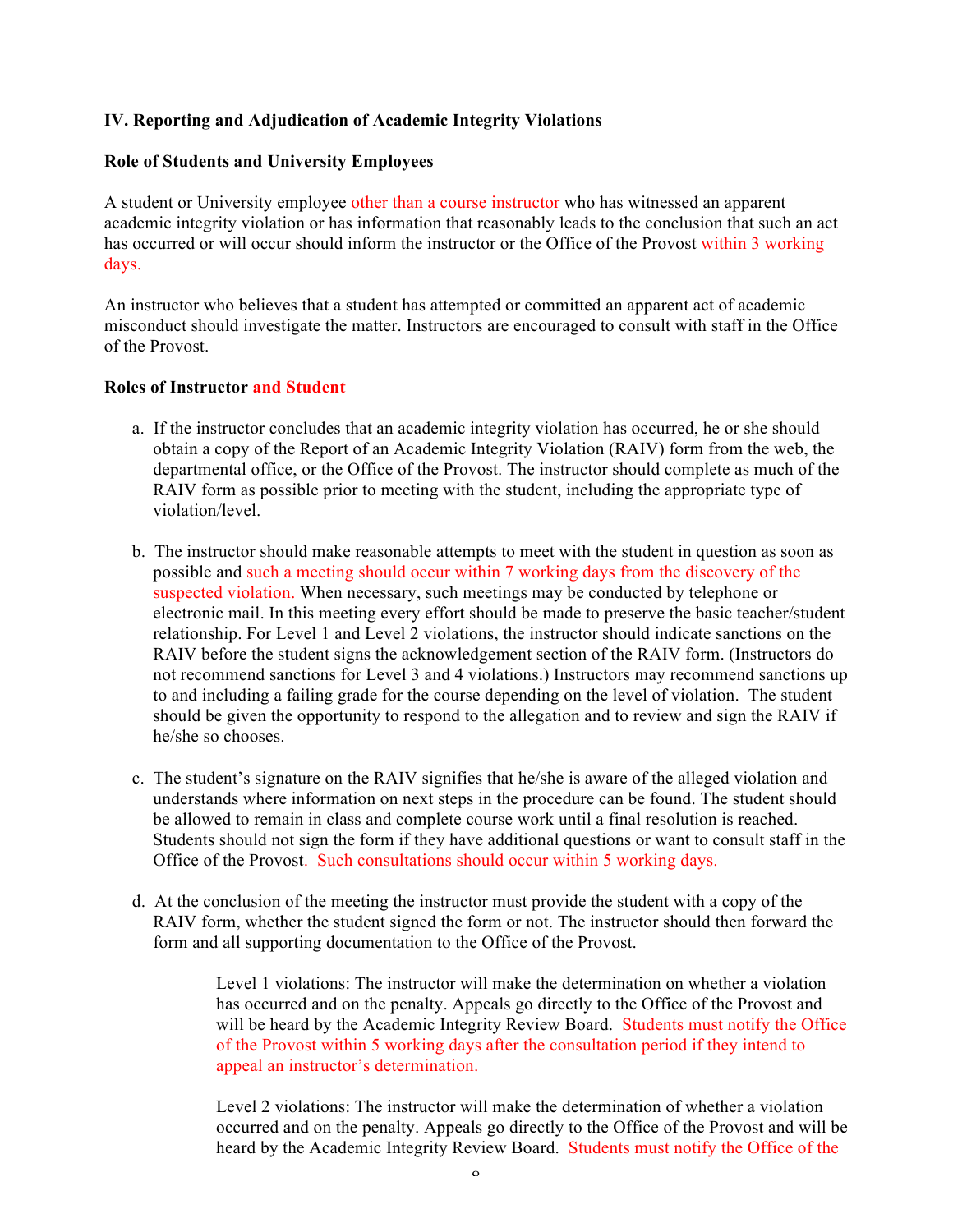**IV. Reporting and Adjudication of Academic Integrity Violations**

**Role of Students and University Employees**

A student or University employee other than a course instructor who has witnessed an apparent academic integrity violation or has information that reasonably leads to the conclusion that such an act has occurred or will occur should inform the instructor or the Office of the Provost within 3 working days.

An instructor who believes that a student has attempted or committed an apparent act of academic misconduct should investigate the matter. Instructors are encouraged to consult with staff in the Office of the Provost.

**Roles of Instructor and Student**

a. If the instructor concludes that an academic integrity violation has occurred, he or she should obtain a copy of the Report of an Academic Integrity Violation (RAIV) form from the web, the departmental office, or the Office of the Provost. The instructor should complete as much of the RAIV form as possible prior to meeting with the student, including the appropriate type of violation/level.

b. The instructor should make reasonable attempts to meet with the student in question as soon as possible and such a meeting should occur within 7 working days from the discovery of the suspected violation. When necessary, such meetings may be conducted by telephone or electronic mail. In this meeting every effort should be made to preserve the basic teacher/student relationship. For Level 1 and Level 2 violations, the instructor should indicate sanctions on the RAIV before the student signs the acknowledgement section of the RAIV form. (Instructors do not recommend sanctions for Level 3 and 4 violations.) Instructors may recommend sanctions up to and including a failing grade for the course depending on the level of violation. The student should be given the opportunity to respond to the allegation and to review and sign the RAIV if he/she so chooses.

c. The student's signature on the RAIV signifies that he/she is aware of the alleged violation and understands where information on next steps in the procedure can be found. The student should be allowed to remain in class and complete course work until a final resolution is reached. Students should not sign the form if they have additional questions or want to consult staff in the Office of the Provost. Such consultations should occur within 5 working days.

d. At the conclusion of the meeting the instructor must provide the student with a copy of the RAIV form, whether the student signed the form or not. The instructor should then forward the form and all supporting documentation to the Office of the Provost.

> Level 1 violations: The instructor will make the determination on whether a violation has occurred and on the penalty. Appeals go directly to the Office of the Provost and will be heard by the Academic Integrity Review Board. Students must notify the Office of the Provost within 5 working days after the consultation period if they intend to appeal an instructor's determination.
>
> Level 2 violations: The instructor will make the determination of whether a violation occurred and on the penalty. Appeals go directly to the Office of the Provost and will be heard by the Academic Integrity Review Board. Students must notify the Office of the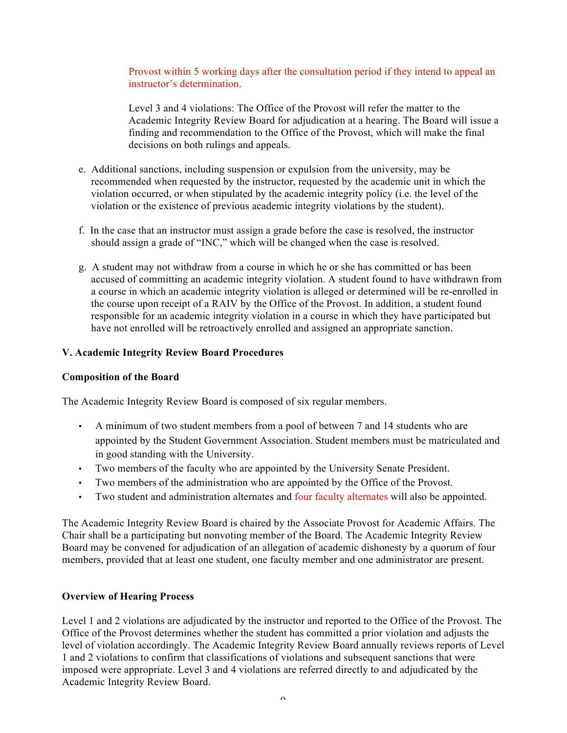Provost within 5 working days after the consultation period if they intend to appeal an instructor's determination.

Level 3 and 4 violations: The Office of the Provost will refer the matter to the Academic Integrity Review Board for adjudication at a hearing. The Board will issue a finding and recommendation to the Office of the Provost, which will make the final decisions on both rulings and appeals.

e. Additional sanctions, including suspension or expulsion from the university, may be recommended when requested by the instructor, requested by the academic unit in which the violation occurred, or when stipulated by the academic integrity policy (i.e. the level of the violation or the existence of previous academic integrity violations by the student).

f. In the case that an instructor must assign a grade before the case is resolved, the instructor should assign a grade of "INC," which will be changed when the case is resolved.

g. A student may not withdraw from a course in which he or she has committed or has been accused of committing an academic integrity violation. A student found to have withdrawn from a course in which an academic integrity violation is alleged or determined will be re-enrolled in the course upon receipt of a RAIV by the Office of the Provost. In addition, a student found responsible for an academic integrity violation in a course in which they have participated but have not enrolled will be retroactively enrolled and assigned an appropriate sanction.

## V. Academic Integrity Review Board Procedures

### Composition of the Board

The Academic Integrity Review Board is composed of six regular members.

- A minimum of two student members from a pool of between 7 and 14 students who are appointed by the Student Government Association. Student members must be matriculated and in good standing with the University.
- Two members of the faculty who are appointed by the University Senate President.
- Two members of the administration who are appointed by the Office of the Provost.
- Two student and administration alternates and four faculty alternates will also be appointed.

The Academic Integrity Review Board is chaired by the Associate Provost for Academic Affairs. The Chair shall be a participating but nonvoting member of the Board. The Academic Integrity Review Board may be convened for adjudication of an allegation of academic dishonesty by a quorum of four members, provided that at least one student, one faculty member and one administrator are present.

### Overview of Hearing Process

Level 1 and 2 violations are adjudicated by the instructor and reported to the Office of the Provost. The Office of the Provost determines whether the student has committed a prior violation and adjusts the level of violation accordingly. The Academic Integrity Review Board annually reviews reports of Level 1 and 2 violations to confirm that classifications of violations and subsequent sanctions that were imposed were appropriate. Level 3 and 4 violations are referred directly to and adjudicated by the Academic Integrity Review Board.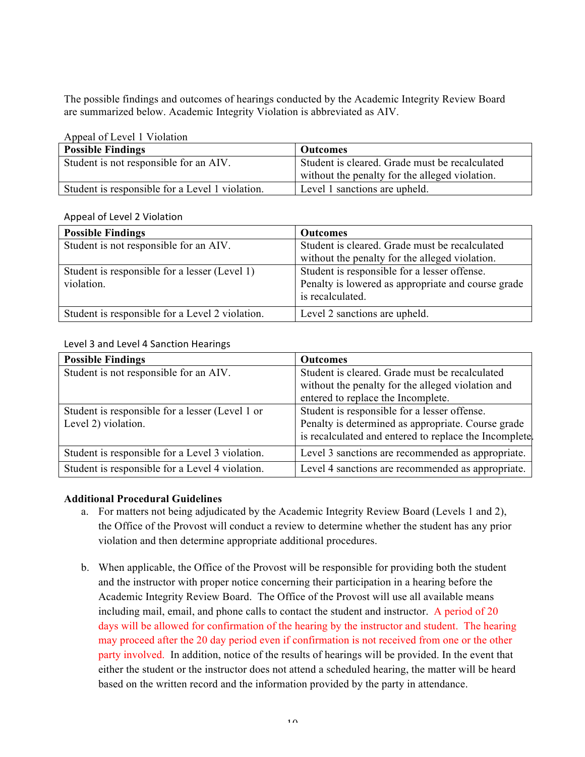The possible findings and outcomes of hearings conducted by the Academic Integrity Review Board are summarized below. Academic Integrity Violation is abbreviated as AIV.

Appeal of Level 1 Violation

| **Possible Findings** | **Outcomes** |
|---|---|
| Student is not responsible for an AIV. | Student is cleared. Grade must be recalculated without the penalty for the alleged violation. |
| Student is responsible for a Level 1 violation. | Level 1 sanctions are upheld. |

Appeal of Level 2 Violation

| **Possible Findings** | **Outcomes** |
|---|---|
| Student is not responsible for an AIV. | Student is cleared. Grade must be recalculated without the penalty for the alleged violation. |
| Student is responsible for a lesser (Level 1) violation. | Student is responsible for a lesser offense. Penalty is lowered as appropriate and course grade is recalculated. |
| Student is responsible for a Level 2 violation. | Level 2 sanctions are upheld. |

Level 3 and Level 4 Sanction Hearings

| **Possible Findings** | **Outcomes** |
|---|---|
| Student is not responsible for an AIV. | Student is cleared. Grade must be recalculated without the penalty for the alleged violation and entered to replace the Incomplete. |
| Student is responsible for a lesser (Level 1 or Level 2) violation. | Student is responsible for a lesser offense. Penalty is determined as appropriate. Course grade is recalculated and entered to replace the Incomplete. |
| Student is responsible for a Level 3 violation. | Level 3 sanctions are recommended as appropriate. |
| Student is responsible for a Level 4 violation. | Level 4 sanctions are recommended as appropriate. |

**Additional Procedural Guidelines**

a. For matters not being adjudicated by the Academic Integrity Review Board (Levels 1 and 2), the Office of the Provost will conduct a review to determine whether the student has any prior violation and then determine appropriate additional procedures.

b. When applicable, the Office of the Provost will be responsible for providing both the student and the instructor with proper notice concerning their participation in a hearing before the Academic Integrity Review Board. The Office of the Provost will use all available means including mail, email, and phone calls to contact the student and instructor. A period of 20 days will be allowed for confirmation of the hearing by the instructor and student. The hearing may proceed after the 20 day period even if confirmation is not received from one or the other party involved. In addition, notice of the results of hearings will be provided. In the event that either the student or the instructor does not attend a scheduled hearing, the matter will be heard based on the written record and the information provided by the party in attendance.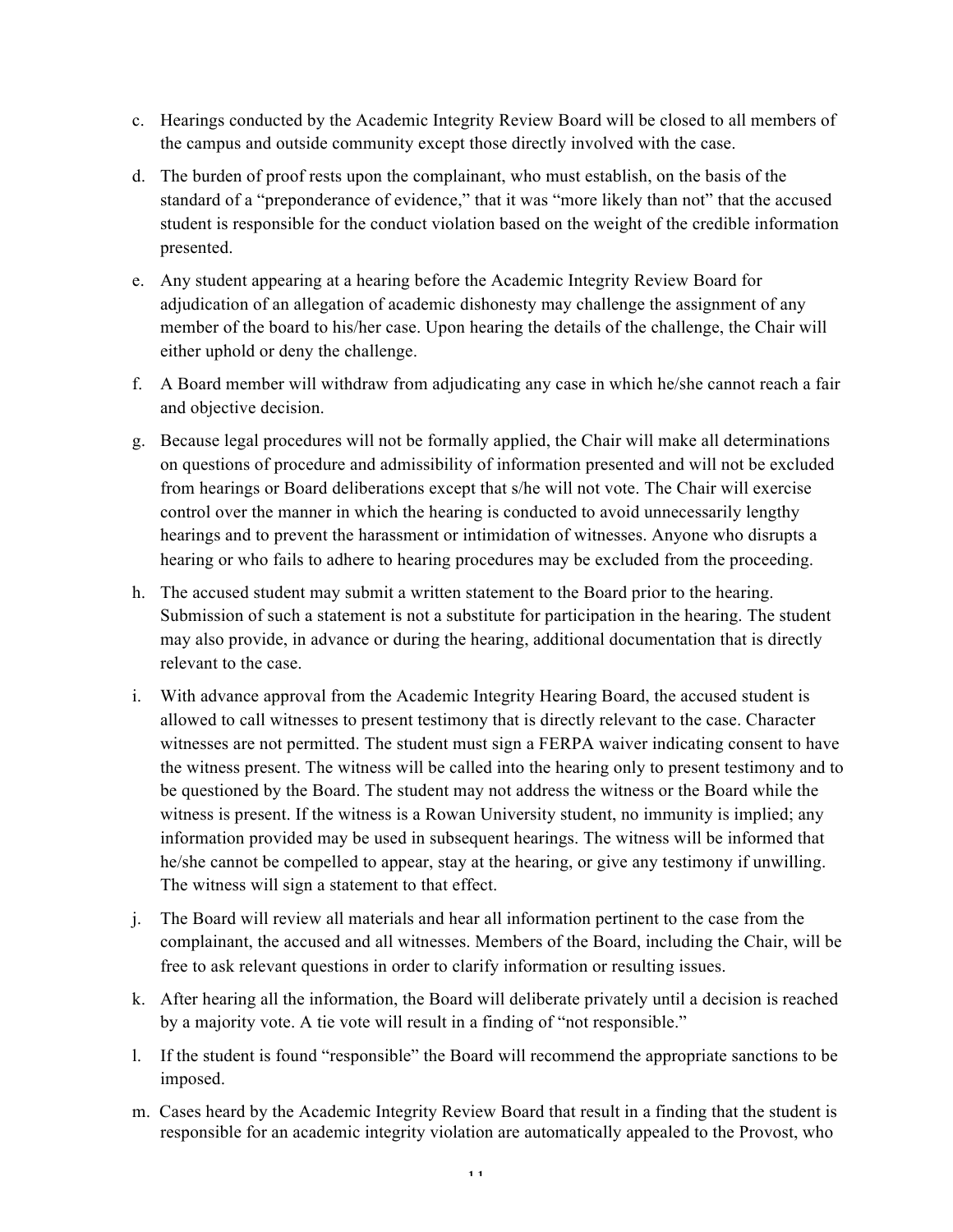c. Hearings conducted by the Academic Integrity Review Board will be closed to all members of the campus and outside community except those directly involved with the case.

d. The burden of proof rests upon the complainant, who must establish, on the basis of the standard of a "preponderance of evidence," that it was "more likely than not" that the accused student is responsible for the conduct violation based on the weight of the credible information presented.

e. Any student appearing at a hearing before the Academic Integrity Review Board for adjudication of an allegation of academic dishonesty may challenge the assignment of any member of the board to his/her case. Upon hearing the details of the challenge, the Chair will either uphold or deny the challenge.

f. A Board member will withdraw from adjudicating any case in which he/she cannot reach a fair and objective decision.

g. Because legal procedures will not be formally applied, the Chair will make all determinations on questions of procedure and admissibility of information presented and will not be excluded from hearings or Board deliberations except that s/he will not vote. The Chair will exercise control over the manner in which the hearing is conducted to avoid unnecessarily lengthy hearings and to prevent the harassment or intimidation of witnesses. Anyone who disrupts a hearing or who fails to adhere to hearing procedures may be excluded from the proceeding.

h. The accused student may submit a written statement to the Board prior to the hearing. Submission of such a statement is not a substitute for participation in the hearing. The student may also provide, in advance or during the hearing, additional documentation that is directly relevant to the case.

i. With advance approval from the Academic Integrity Hearing Board, the accused student is allowed to call witnesses to present testimony that is directly relevant to the case. Character witnesses are not permitted. The student must sign a FERPA waiver indicating consent to have the witness present. The witness will be called into the hearing only to present testimony and to be questioned by the Board. The student may not address the witness or the Board while the witness is present. If the witness is a Rowan University student, no immunity is implied; any information provided may be used in subsequent hearings. The witness will be informed that he/she cannot be compelled to appear, stay at the hearing, or give any testimony if unwilling. The witness will sign a statement to that effect.

j. The Board will review all materials and hear all information pertinent to the case from the complainant, the accused and all witnesses. Members of the Board, including the Chair, will be free to ask relevant questions in order to clarify information or resulting issues.

k. After hearing all the information, the Board will deliberate privately until a decision is reached by a majority vote. A tie vote will result in a finding of "not responsible."

l. If the student is found "responsible" the Board will recommend the appropriate sanctions to be imposed.

m. Cases heard by the Academic Integrity Review Board that result in a finding that the student is responsible for an academic integrity violation are automatically appealed to the Provost, who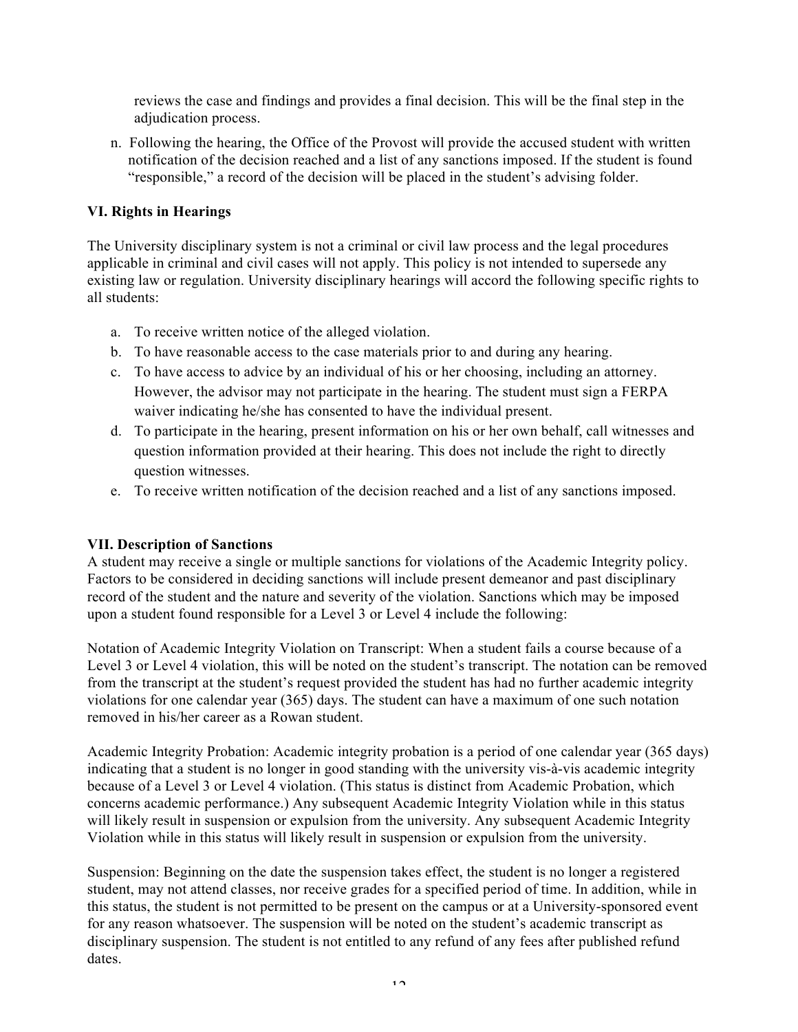reviews the case and findings and provides a final decision. This will be the final step in the adjudication process.

n. Following the hearing, the Office of the Provost will provide the accused student with written notification of the decision reached and a list of any sanctions imposed. If the student is found "responsible," a record of the decision will be placed in the student's advising folder.

**VI. Rights in Hearings**

The University disciplinary system is not a criminal or civil law process and the legal procedures applicable in criminal and civil cases will not apply. This policy is not intended to supersede any existing law or regulation. University disciplinary hearings will accord the following specific rights to all students:

a. To receive written notice of the alleged violation.
b. To have reasonable access to the case materials prior to and during any hearing.
c. To have access to advice by an individual of his or her choosing, including an attorney. However, the advisor may not participate in the hearing. The student must sign a FERPA waiver indicating he/she has consented to have the individual present.
d. To participate in the hearing, present information on his or her own behalf, call witnesses and question information provided at their hearing. This does not include the right to directly question witnesses.
e. To receive written notification of the decision reached and a list of any sanctions imposed.

**VII. Description of Sanctions**

A student may receive a single or multiple sanctions for violations of the Academic Integrity policy. Factors to be considered in deciding sanctions will include present demeanor and past disciplinary record of the student and the nature and severity of the violation. Sanctions which may be imposed upon a student found responsible for a Level 3 or Level 4 include the following:

Notation of Academic Integrity Violation on Transcript: When a student fails a course because of a Level 3 or Level 4 violation, this will be noted on the student's transcript. The notation can be removed from the transcript at the student's request provided the student has had no further academic integrity violations for one calendar year (365) days. The student can have a maximum of one such notation removed in his/her career as a Rowan student.

Academic Integrity Probation: Academic integrity probation is a period of one calendar year (365 days) indicating that a student is no longer in good standing with the university vis-à-vis academic integrity because of a Level 3 or Level 4 violation. (This status is distinct from Academic Probation, which concerns academic performance.) Any subsequent Academic Integrity Violation while in this status will likely result in suspension or expulsion from the university. Any subsequent Academic Integrity Violation while in this status will likely result in suspension or expulsion from the university.

Suspension: Beginning on the date the suspension takes effect, the student is no longer a registered student, may not attend classes, nor receive grades for a specified period of time. In addition, while in this status, the student is not permitted to be present on the campus or at a University-sponsored event for any reason whatsoever. The suspension will be noted on the student's academic transcript as disciplinary suspension. The student is not entitled to any refund of any fees after published refund dates.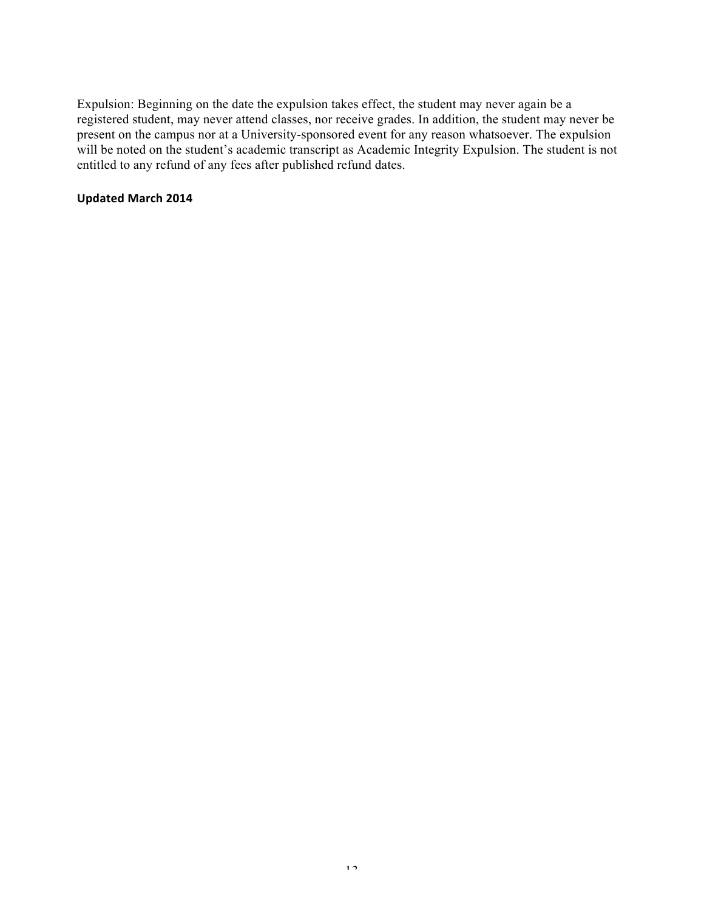Expulsion: Beginning on the date the expulsion takes effect, the student may never again be a registered student, may never attend classes, nor receive grades. In addition, the student may never be present on the campus nor at a University-sponsored event for any reason whatsoever. The expulsion will be noted on the student's academic transcript as Academic Integrity Expulsion. The student is not entitled to any refund of any fees after published refund dates.

**Updated March 2014**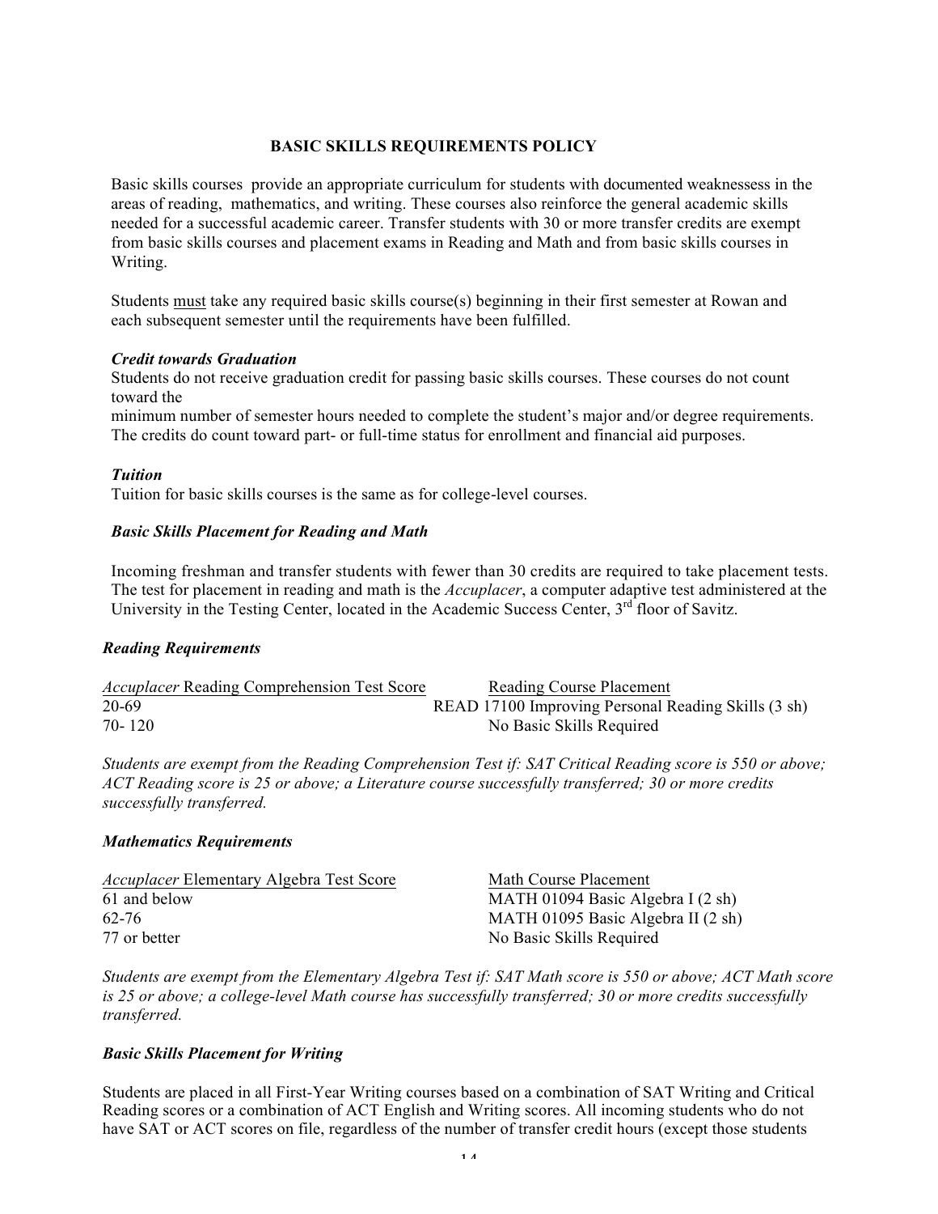## BASIC SKILLS REQUIREMENTS POLICY

Basic skills courses provide an appropriate curriculum for students with documented weaknessess in the areas of reading, mathematics, and writing. These courses also reinforce the general academic skills needed for a successful academic career. Transfer students with 30 or more transfer credits are exempt from basic skills courses and placement exams in Reading and Math and from basic skills courses in Writing.

Students must take any required basic skills course(s) beginning in their first semester at Rowan and each subsequent semester until the requirements have been fulfilled.

***Credit towards Graduation***

Students do not receive graduation credit for passing basic skills courses. These courses do not count toward the
minimum number of semester hours needed to complete the student's major and/or degree requirements. The credits do count toward part- or full-time status for enrollment and financial aid purposes.

***Tuition***

Tuition for basic skills courses is the same as for college-level courses.

***Basic Skills Placement for Reading and Math***

Incoming freshman and transfer students with fewer than 30 credits are required to take placement tests. The test for placement in reading and math is the *Accuplacer*, a computer adaptive test administered at the University in the Testing Center, located in the Academic Success Center, 3rd floor of Savitz.

### *Reading Requirements*

| *Accuplacer* Reading Comprehension Test Score | Reading Course Placement |
|---|---|
| 20-69 | READ 17100 Improving Personal Reading Skills (3 sh) |
| 70- 120 | No Basic Skills Required |

*Students are exempt from the Reading Comprehension Test if: SAT Critical Reading score is 550 or above; ACT Reading score is 25 or above; a Literature course successfully transferred; 30 or more credits successfully transferred.*

### *Mathematics Requirements*

| *Accuplacer* Elementary Algebra Test Score | Math Course Placement |
|---|---|
| 61 and below | MATH 01094 Basic Algebra I (2 sh) |
| 62-76 | MATH 01095 Basic Algebra II (2 sh) |
| 77 or better | No Basic Skills Required |

*Students are exempt from the Elementary Algebra Test if: SAT Math score is 550 or above; ACT Math score is 25 or above; a college-level Math course has successfully transferred; 30 or more credits successfully transferred.*

### *Basic Skills Placement for Writing*

Students are placed in all First-Year Writing courses based on a combination of SAT Writing and Critical Reading scores or a combination of ACT English and Writing scores. All incoming students who do not have SAT or ACT scores on file, regardless of the number of transfer credit hours (except those students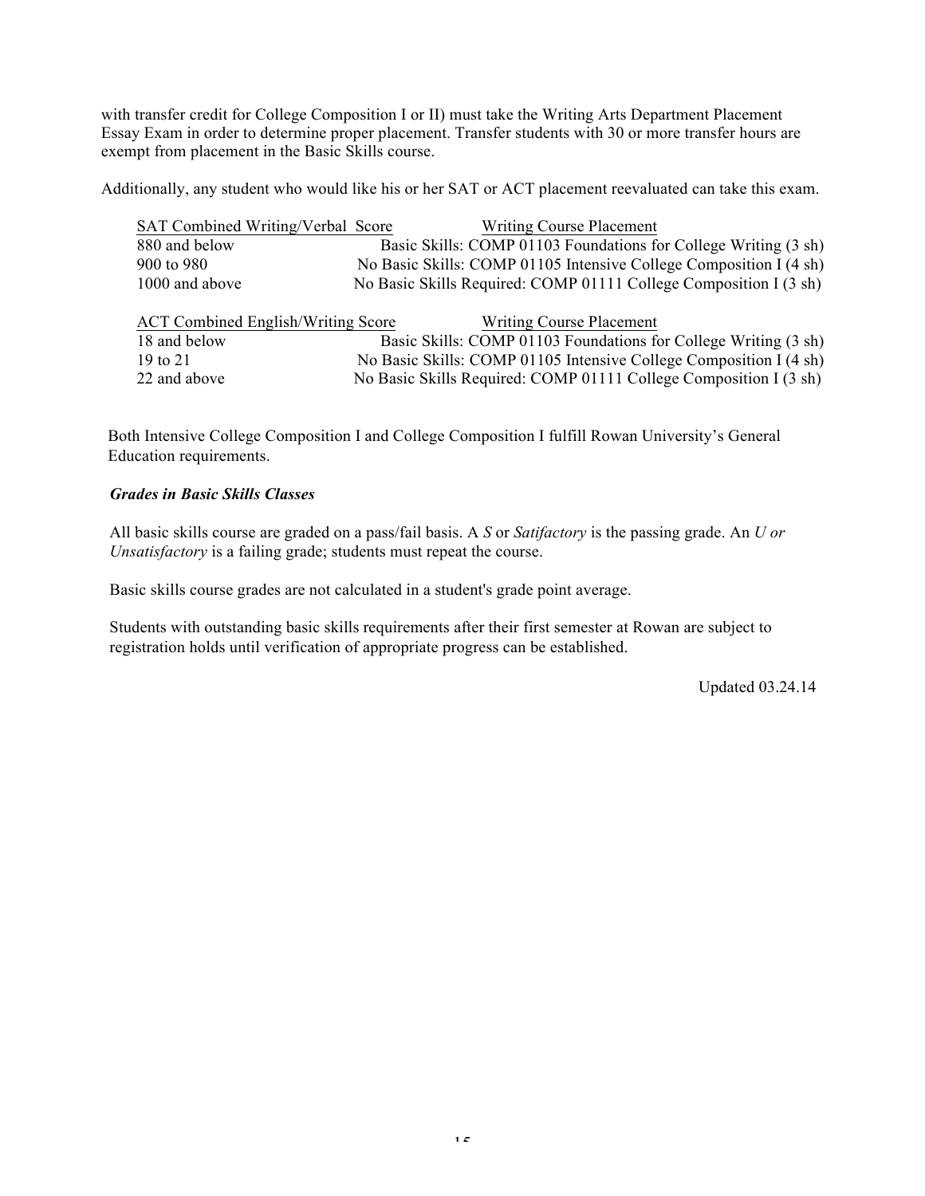with transfer credit for College Composition I or II) must take the Writing Arts Department Placement Essay Exam in order to determine proper placement. Transfer students with 30 or more transfer hours are exempt from placement in the Basic Skills course.

Additionally, any student who would like his or her SAT or ACT placement reevaluated can take this exam.

| SAT Combined Writing/Verbal Score | Writing Course Placement |
|---|---|
| 880 and below | Basic Skills: COMP 01103 Foundations for College Writing (3 sh) |
| 900 to 980 | No Basic Skills: COMP 01105 Intensive College Composition I (4 sh) |
| 1000 and above | No Basic Skills Required: COMP 01111 College Composition I (3 sh) |

| ACT Combined English/Writing Score | Writing Course Placement |
|---|---|
| 18 and below | Basic Skills: COMP 01103 Foundations for College Writing (3 sh) |
| 19 to 21 | No Basic Skills: COMP 01105 Intensive College Composition I (4 sh) |
| 22 and above | No Basic Skills Required: COMP 01111 College Composition I (3 sh) |

Both Intensive College Composition I and College Composition I fulfill Rowan University's General Education requirements.

***Grades in Basic Skills Classes***

All basic skills course are graded on a pass/fail basis. A *S* or *Satifactory* is the passing grade. An *U or Unsatisfactory* is a failing grade; students must repeat the course.

Basic skills course grades are not calculated in a student's grade point average.

Students with outstanding basic skills requirements after their first semester at Rowan are subject to registration holds until verification of appropriate progress can be established.

Updated 03.24.14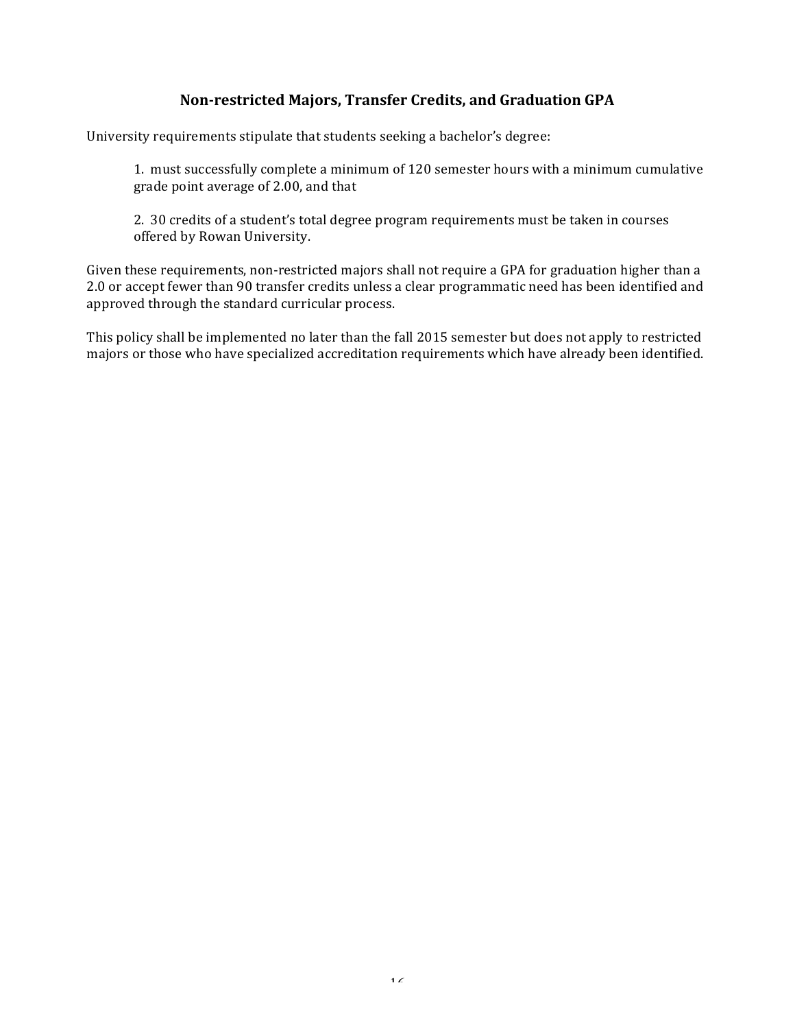## Non-restricted Majors, Transfer Credits, and Graduation GPA

University requirements stipulate that students seeking a bachelor's degree:

1. must successfully complete a minimum of 120 semester hours with a minimum cumulative grade point average of 2.00, and that

2. 30 credits of a student's total degree program requirements must be taken in courses offered by Rowan University.

Given these requirements, non-restricted majors shall not require a GPA for graduation higher than a 2.0 or accept fewer than 90 transfer credits unless a clear programmatic need has been identified and approved through the standard curricular process.

This policy shall be implemented no later than the fall 2015 semester but does not apply to restricted majors or those who have specialized accreditation requirements which have already been identified.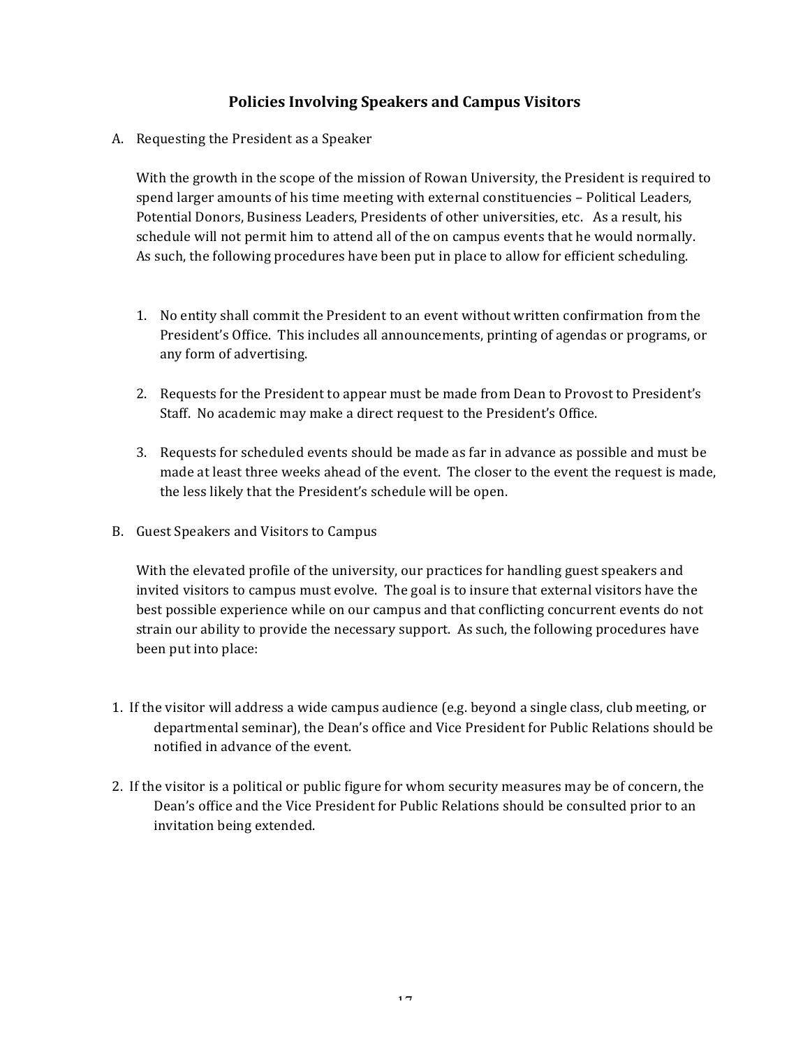## Policies Involving Speakers and Campus Visitors

A. Requesting the President as a Speaker

With the growth in the scope of the mission of Rowan University, the President is required to spend larger amounts of his time meeting with external constituencies – Political Leaders, Potential Donors, Business Leaders, Presidents of other universities, etc. As a result, his schedule will not permit him to attend all of the on campus events that he would normally. As such, the following procedures have been put in place to allow for efficient scheduling.

1. No entity shall commit the President to an event without written confirmation from the President's Office. This includes all announcements, printing of agendas or programs, or any form of advertising.

2. Requests for the President to appear must be made from Dean to Provost to President's Staff. No academic may make a direct request to the President's Office.

3. Requests for scheduled events should be made as far in advance as possible and must be made at least three weeks ahead of the event. The closer to the event the request is made, the less likely that the President's schedule will be open.

B. Guest Speakers and Visitors to Campus

With the elevated profile of the university, our practices for handling guest speakers and invited visitors to campus must evolve. The goal is to insure that external visitors have the best possible experience while on our campus and that conflicting concurrent events do not strain our ability to provide the necessary support. As such, the following procedures have been put into place:

1. If the visitor will address a wide campus audience (e.g. beyond a single class, club meeting, or departmental seminar), the Dean's office and Vice President for Public Relations should be notified in advance of the event.

2. If the visitor is a political or public figure for whom security measures may be of concern, the Dean's office and the Vice President for Public Relations should be consulted prior to an invitation being extended.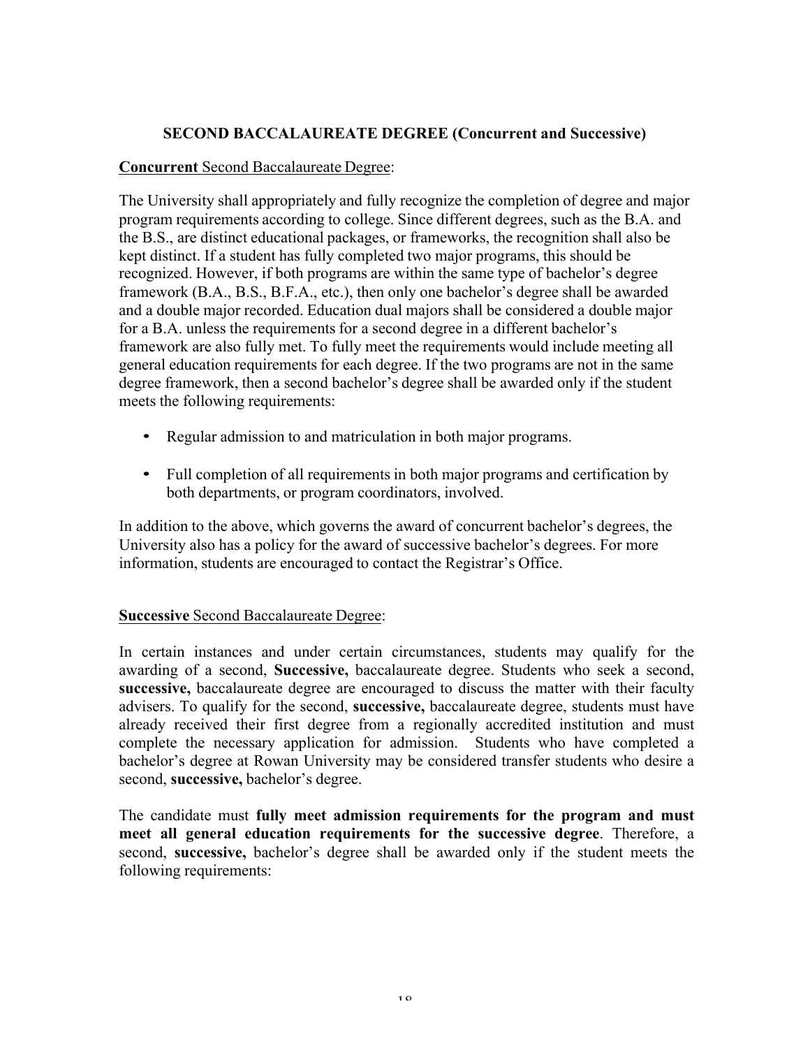## SECOND BACCALAUREATE DEGREE (Concurrent and Successive)

**Concurrent** Second Baccalaureate Degree:

The University shall appropriately and fully recognize the completion of degree and major program requirements according to college. Since different degrees, such as the B.A. and the B.S., are distinct educational packages, or frameworks, the recognition shall also be kept distinct. If a student has fully completed two major programs, this should be recognized. However, if both programs are within the same type of bachelor's degree framework (B.A., B.S., B.F.A., etc.), then only one bachelor's degree shall be awarded and a double major recorded. Education dual majors shall be considered a double major for a B.A. unless the requirements for a second degree in a different bachelor's framework are also fully met. To fully meet the requirements would include meeting all general education requirements for each degree. If the two programs are not in the same degree framework, then a second bachelor's degree shall be awarded only if the student meets the following requirements:

- Regular admission to and matriculation in both major programs.
- Full completion of all requirements in both major programs and certification by both departments, or program coordinators, involved.

In addition to the above, which governs the award of concurrent bachelor's degrees, the University also has a policy for the award of successive bachelor's degrees. For more information, students are encouraged to contact the Registrar's Office.

**Successive** Second Baccalaureate Degree:

In certain instances and under certain circumstances, students may qualify for the awarding of a second, **Successive,** baccalaureate degree. Students who seek a second, **successive,** baccalaureate degree are encouraged to discuss the matter with their faculty advisers. To qualify for the second, **successive,** baccalaureate degree, students must have already received their first degree from a regionally accredited institution and must complete the necessary application for admission. Students who have completed a bachelor's degree at Rowan University may be considered transfer students who desire a second, **successive,** bachelor's degree.

The candidate must **fully meet admission requirements for the program and must meet all general education requirements for the successive degree**. Therefore, a second, **successive,** bachelor's degree shall be awarded only if the student meets the following requirements: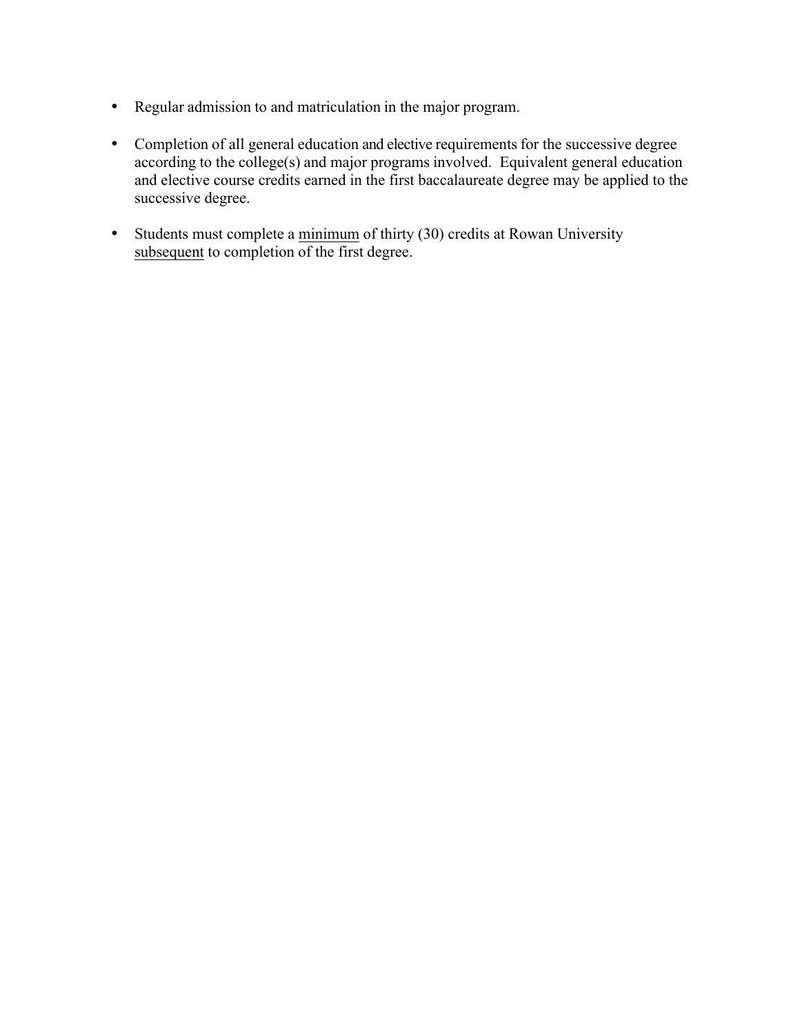- Regular admission to and matriculation in the major program.

- Completion of all general education and elective requirements for the successive degree according to the college(s) and major programs involved. Equivalent general education and elective course credits earned in the first baccalaureate degree may be applied to the successive degree.

- Students must complete a <u>minimum</u> of thirty (30) credits at Rowan University <u>subsequent</u> to completion of the first degree.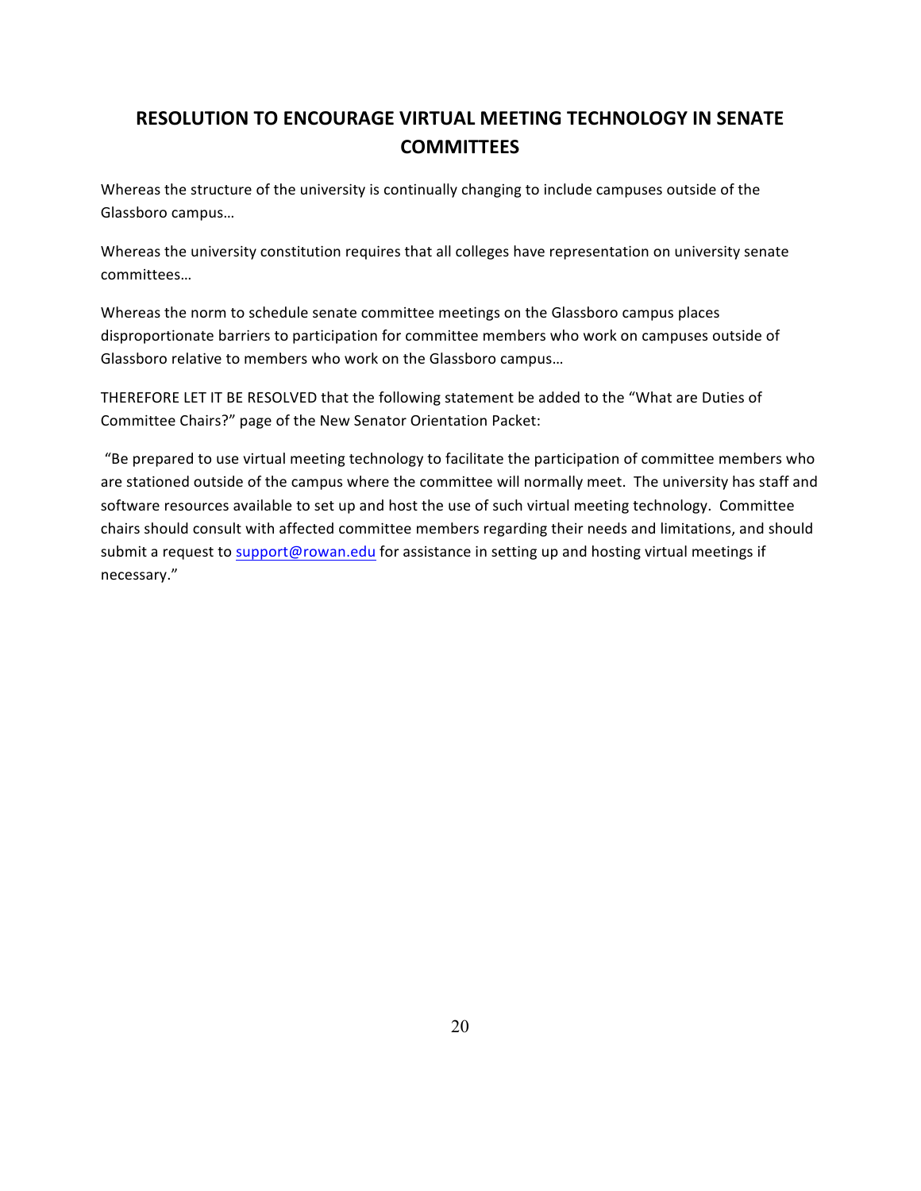## RESOLUTION TO ENCOURAGE VIRTUAL MEETING TECHNOLOGY IN SENATE COMMITTEES

Whereas the structure of the university is continually changing to include campuses outside of the Glassboro campus…

Whereas the university constitution requires that all colleges have representation on university senate committees…

Whereas the norm to schedule senate committee meetings on the Glassboro campus places disproportionate barriers to participation for committee members who work on campuses outside of Glassboro relative to members who work on the Glassboro campus…

THEREFORE LET IT BE RESOLVED that the following statement be added to the "What are Duties of Committee Chairs?" page of the New Senator Orientation Packet:

"Be prepared to use virtual meeting technology to facilitate the participation of committee members who are stationed outside of the campus where the committee will normally meet. The university has staff and software resources available to set up and host the use of such virtual meeting technology. Committee chairs should consult with affected committee members regarding their needs and limitations, and should submit a request to support@rowan.edu for assistance in setting up and hosting virtual meetings if necessary."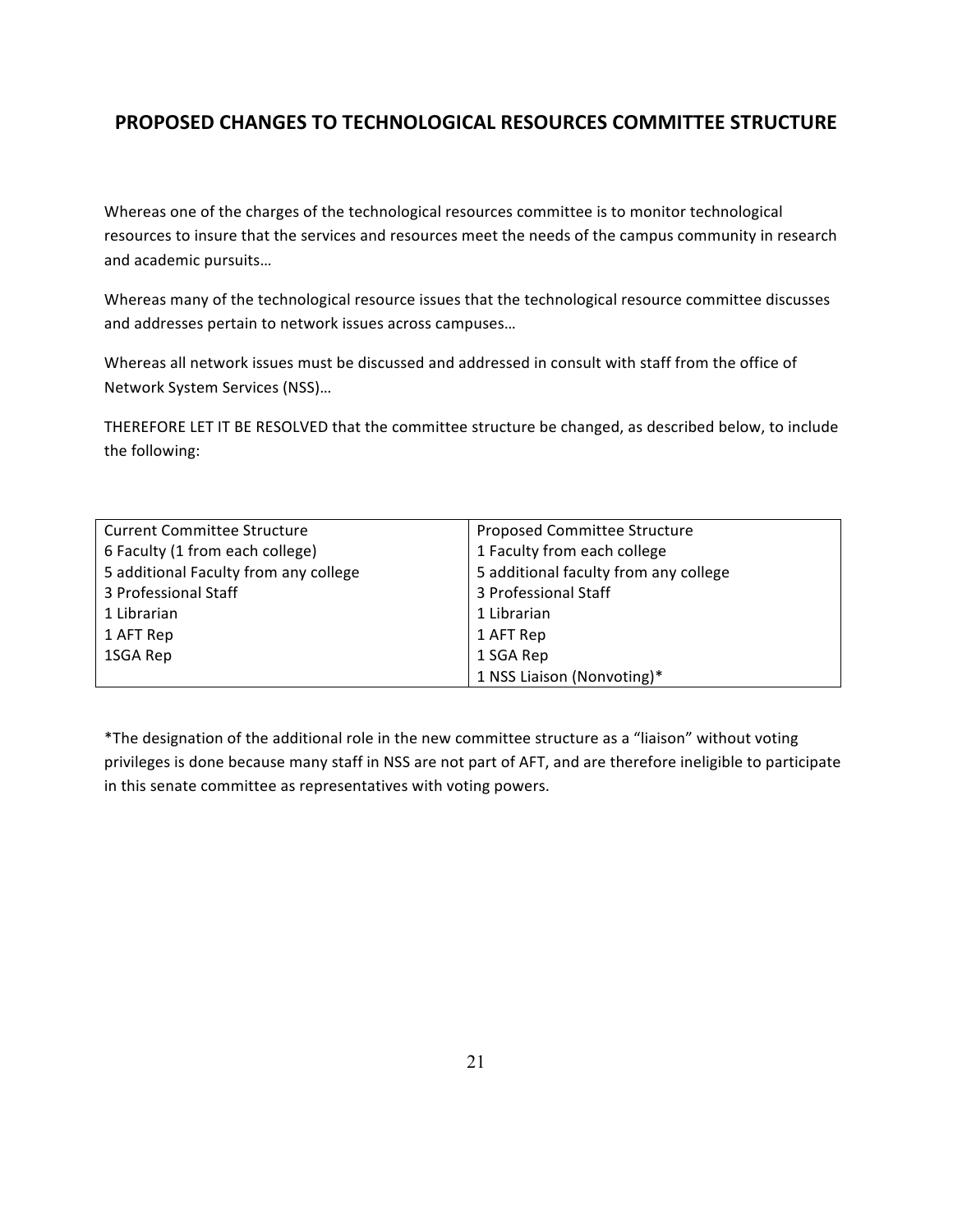## PROPOSED CHANGES TO TECHNOLOGICAL RESOURCES COMMITTEE STRUCTURE

Whereas one of the charges of the technological resources committee is to monitor technological resources to insure that the services and resources meet the needs of the campus community in research and academic pursuits…

Whereas many of the technological resource issues that the technological resource committee discusses and addresses pertain to network issues across campuses…

Whereas all network issues must be discussed and addressed in consult with staff from the office of Network System Services (NSS)…

THEREFORE LET IT BE RESOLVED that the committee structure be changed, as described below, to include the following:

| Current Committee Structure | Proposed Committee Structure |
|---|---|
| 6 Faculty (1 from each college) | 1 Faculty from each college |
| 5 additional Faculty from any college | 5 additional faculty from any college |
| 3 Professional Staff | 3 Professional Staff |
| 1 Librarian | 1 Librarian |
| 1 AFT Rep | 1 AFT Rep |
| 1SGA Rep | 1 SGA Rep |
| | 1 NSS Liaison (Nonvoting)* |

*The designation of the additional role in the new committee structure as a "liaison" without voting privileges is done because many staff in NSS are not part of AFT, and are therefore ineligible to participate in this senate committee as representatives with voting powers.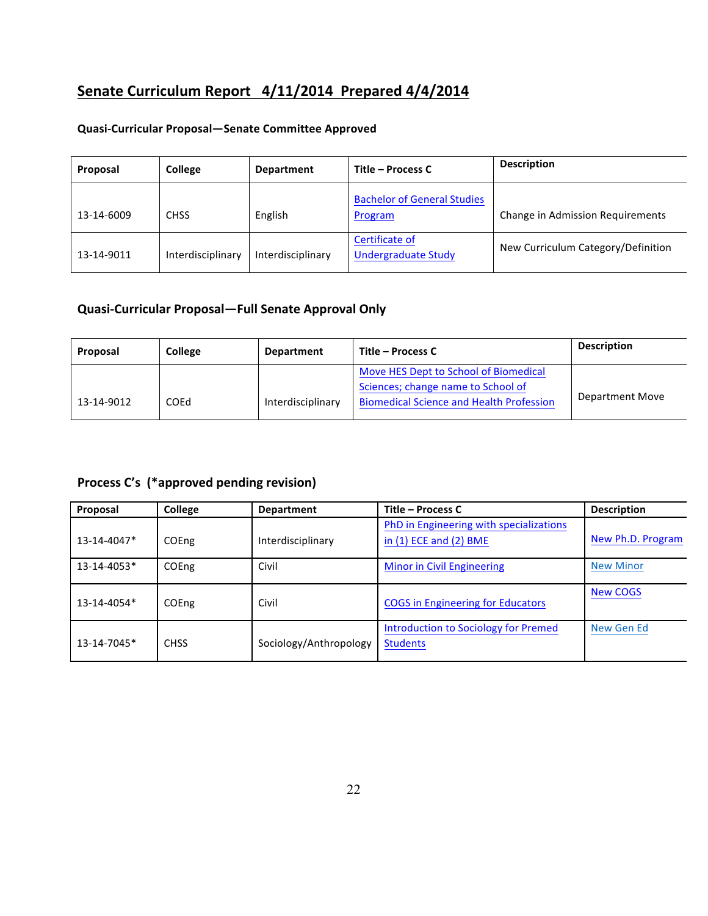## Senate Curriculum Report 4/11/2014 Prepared 4/4/2014

### Quasi-Curricular Proposal—Senate Committee Approved

| Proposal | College | Department | Title – Process C | Description |
|---|---|---|---|---|
| 13-14-6009 | CHSS | English | Bachelor of General Studies Program | Change in Admission Requirements |
| 13-14-9011 | Interdisciplinary | Interdisciplinary | Certificate of Undergraduate Study | New Curriculum Category/Definition |

### Quasi-Curricular Proposal—Full Senate Approval Only

| Proposal | College | Department | Title – Process C | Description |
|---|---|---|---|---|
| 13-14-9012 | COEd | Interdisciplinary | Move HES Dept to School of Biomedical Sciences; change name to School of Biomedical Science and Health Profession | Department Move |

### Process C's (*approved pending revision)

| Proposal | College | Department | Title – Process C | Description |
|---|---|---|---|---|
| 13-14-4047* | COEng | Interdisciplinary | PhD in Engineering with specializations in (1) ECE and (2) BME | New Ph.D. Program |
| 13-14-4053* | COEng | Civil | Minor in Civil Engineering | New Minor |
| 13-14-4054* | COEng | Civil | COGS in Engineering for Educators | New COGS |
| 13-14-7045* | CHSS | Sociology/Anthropology | Introduction to Sociology for Premed Students | New Gen Ed |